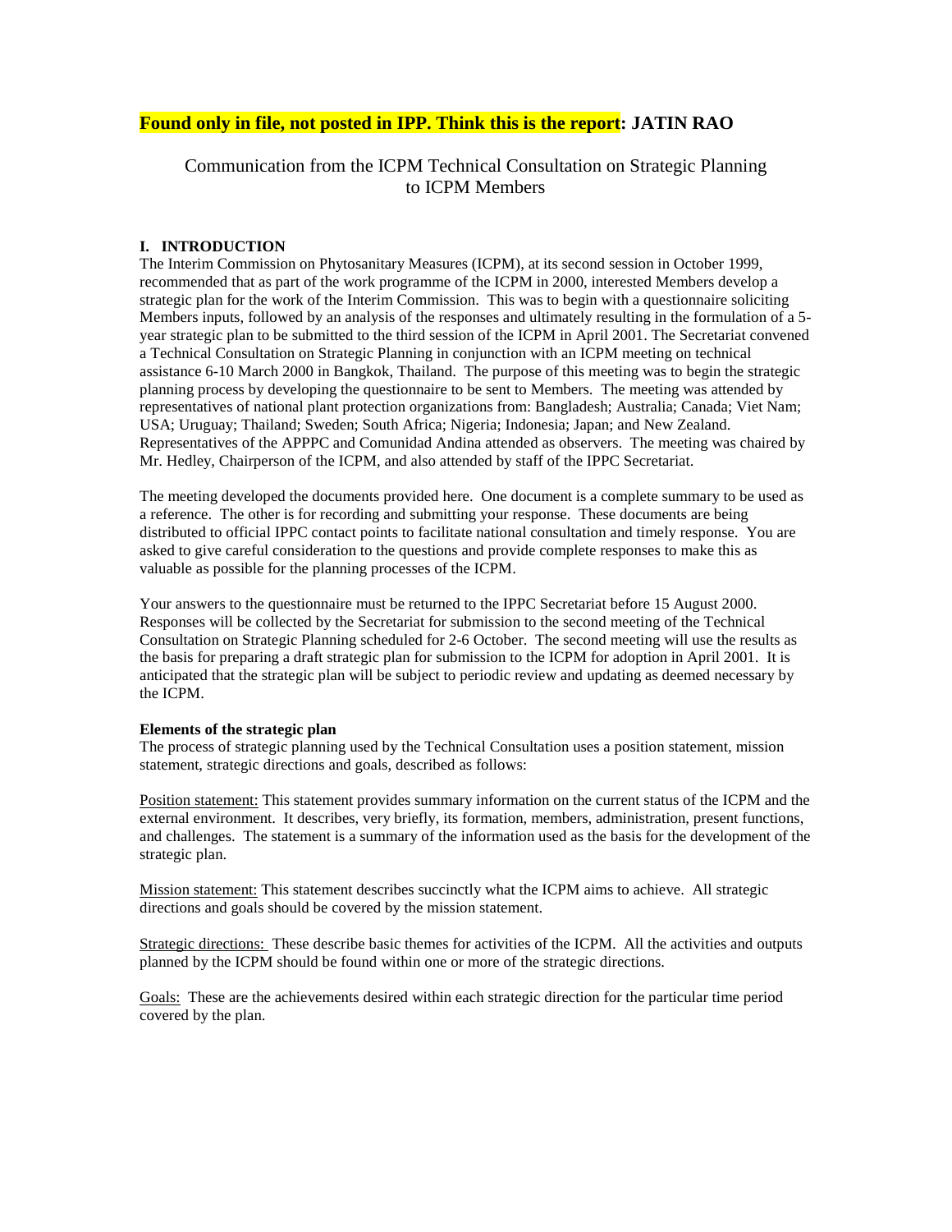**Found only in file, not posted in IPP. Think this is the report: JATIN RAO**

# Communication from the ICPM Technical Consultation on Strategic Planning to ICPM Members

## I. INTRODUCTION

The Interim Commission on Phytosanitary Measures (ICPM), at its second session in October 1999, recommended that as part of the work programme of the ICPM in 2000, interested Members develop a strategic plan for the work of the Interim Commission. This was to begin with a questionnaire soliciting Members inputs, followed by an analysis of the responses and ultimately resulting in the formulation of a 5-year strategic plan to be submitted to the third session of the ICPM in April 2001. The Secretariat convened a Technical Consultation on Strategic Planning in conjunction with an ICPM meeting on technical assistance 6-10 March 2000 in Bangkok, Thailand. The purpose of this meeting was to begin the strategic planning process by developing the questionnaire to be sent to Members. The meeting was attended by representatives of national plant protection organizations from: Bangladesh; Australia; Canada; Viet Nam; USA; Uruguay; Thailand; Sweden; South Africa; Nigeria; Indonesia; Japan; and New Zealand. Representatives of the APPPC and Comunidad Andina attended as observers. The meeting was chaired by Mr. Hedley, Chairperson of the ICPM, and also attended by staff of the IPPC Secretariat.

The meeting developed the documents provided here. One document is a complete summary to be used as a reference. The other is for recording and submitting your response. These documents are being distributed to official IPPC contact points to facilitate national consultation and timely response. You are asked to give careful consideration to the questions and provide complete responses to make this as valuable as possible for the planning processes of the ICPM.

Your answers to the questionnaire must be returned to the IPPC Secretariat before 15 August 2000. Responses will be collected by the Secretariat for submission to the second meeting of the Technical Consultation on Strategic Planning scheduled for 2-6 October. The second meeting will use the results as the basis for preparing a draft strategic plan for submission to the ICPM for adoption in April 2001. It is anticipated that the strategic plan will be subject to periodic review and updating as deemed necessary by the ICPM.

### Elements of the strategic plan

The process of strategic planning used by the Technical Consultation uses a position statement, mission statement, strategic directions and goals, described as follows:

Position statement: This statement provides summary information on the current status of the ICPM and the external environment. It describes, very briefly, its formation, members, administration, present functions, and challenges. The statement is a summary of the information used as the basis for the development of the strategic plan.

Mission statement: This statement describes succinctly what the ICPM aims to achieve. All strategic directions and goals should be covered by the mission statement.

Strategic directions: These describe basic themes for activities of the ICPM. All the activities and outputs planned by the ICPM should be found within one or more of the strategic directions.

Goals: These are the achievements desired within each strategic direction for the particular time period covered by the plan.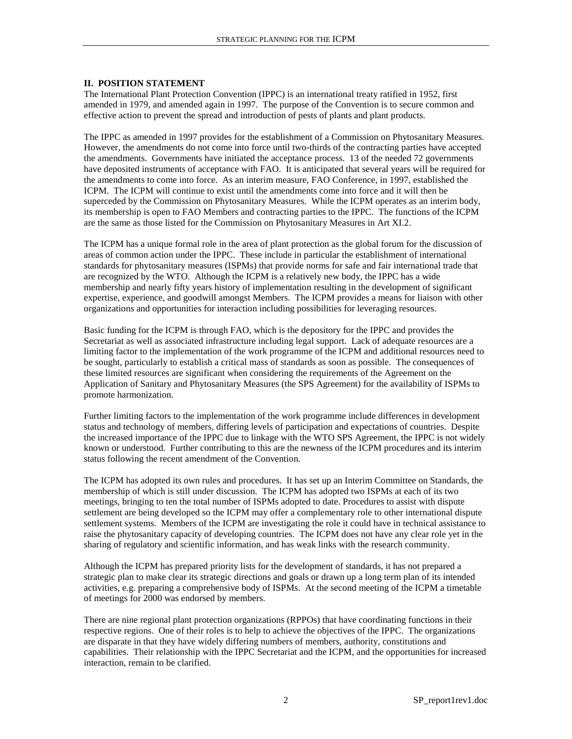## II. POSITION STATEMENT

The International Plant Protection Convention (IPPC) is an international treaty ratified in 1952, first amended in 1979, and amended again in 1997. The purpose of the Convention is to secure common and effective action to prevent the spread and introduction of pests of plants and plant products.

The IPPC as amended in 1997 provides for the establishment of a Commission on Phytosanitary Measures. However, the amendments do not come into force until two-thirds of the contracting parties have accepted the amendments. Governments have initiated the acceptance process. 13 of the needed 72 governments have deposited instruments of acceptance with FAO. It is anticipated that several years will be required for the amendments to come into force. As an interim measure, FAO Conference, in 1997, established the ICPM. The ICPM will continue to exist until the amendments come into force and it will then be superceded by the Commission on Phytosanitary Measures. While the ICPM operates as an interim body, its membership is open to FAO Members and contracting parties to the IPPC. The functions of the ICPM are the same as those listed for the Commission on Phytosanitary Measures in Art XI.2.

The ICPM has a unique formal role in the area of plant protection as the global forum for the discussion of areas of common action under the IPPC. These include in particular the establishment of international standards for phytosanitary measures (ISPMs) that provide norms for safe and fair international trade that are recognized by the WTO. Although the ICPM is a relatively new body, the IPPC has a wide membership and nearly fifty years history of implementation resulting in the development of significant expertise, experience, and goodwill amongst Members. The ICPM provides a means for liaison with other organizations and opportunities for interaction including possibilities for leveraging resources.

Basic funding for the ICPM is through FAO, which is the depository for the IPPC and provides the Secretariat as well as associated infrastructure including legal support. Lack of adequate resources are a limiting factor to the implementation of the work programme of the ICPM and additional resources need to be sought, particularly to establish a critical mass of standards as soon as possible. The consequences of these limited resources are significant when considering the requirements of the Agreement on the Application of Sanitary and Phytosanitary Measures (the SPS Agreement) for the availability of ISPMs to promote harmonization.

Further limiting factors to the implementation of the work programme include differences in development status and technology of members, differing levels of participation and expectations of countries. Despite the increased importance of the IPPC due to linkage with the WTO SPS Agreement, the IPPC is not widely known or understood. Further contributing to this are the newness of the ICPM procedures and its interim status following the recent amendment of the Convention.

The ICPM has adopted its own rules and procedures. It has set up an Interim Committee on Standards, the membership of which is still under discussion. The ICPM has adopted two ISPMs at each of its two meetings, bringing to ten the total number of ISPMs adopted to date. Procedures to assist with dispute settlement are being developed so the ICPM may offer a complementary role to other international dispute settlement systems. Members of the ICPM are investigating the role it could have in technical assistance to raise the phytosanitary capacity of developing countries. The ICPM does not have any clear role yet in the sharing of regulatory and scientific information, and has weak links with the research community.

Although the ICPM has prepared priority lists for the development of standards, it has not prepared a strategic plan to make clear its strategic directions and goals or drawn up a long term plan of its intended activities, e.g. preparing a comprehensive body of ISPMs. At the second meeting of the ICPM a timetable of meetings for 2000 was endorsed by members.

There are nine regional plant protection organizations (RPPOs) that have coordinating functions in their respective regions. One of their roles is to help to achieve the objectives of the IPPC. The organizations are disparate in that they have widely differing numbers of members, authority, constitutions and capabilities. Their relationship with the IPPC Secretariat and the ICPM, and the opportunities for increased interaction, remain to be clarified.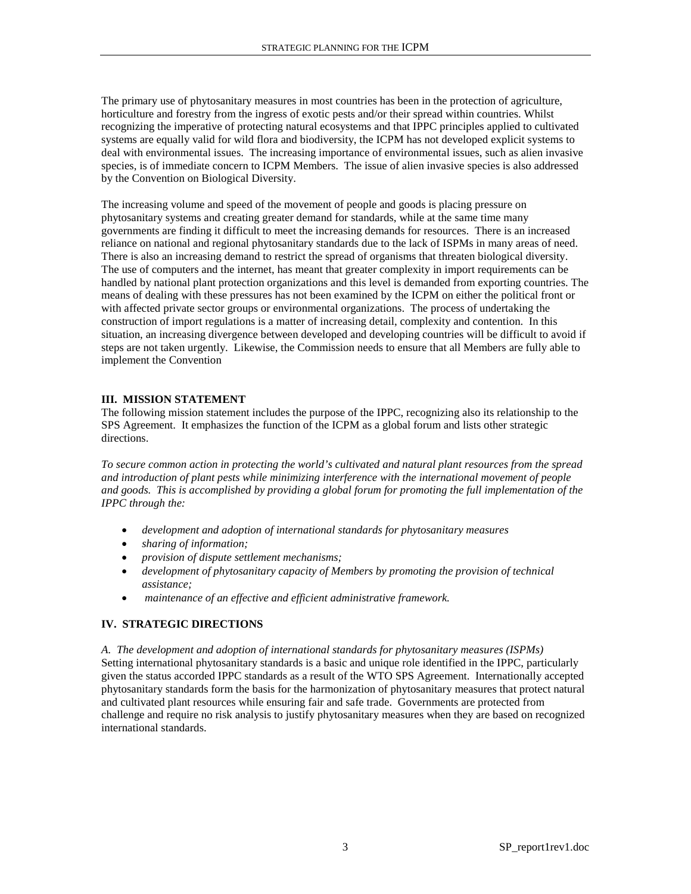The primary use of phytosanitary measures in most countries has been in the protection of agriculture, horticulture and forestry from the ingress of exotic pests and/or their spread within countries. Whilst recognizing the imperative of protecting natural ecosystems and that IPPC principles applied to cultivated systems are equally valid for wild flora and biodiversity, the ICPM has not developed explicit systems to deal with environmental issues. The increasing importance of environmental issues, such as alien invasive species, is of immediate concern to ICPM Members. The issue of alien invasive species is also addressed by the Convention on Biological Diversity.

The increasing volume and speed of the movement of people and goods is placing pressure on phytosanitary systems and creating greater demand for standards, while at the same time many governments are finding it difficult to meet the increasing demands for resources. There is an increased reliance on national and regional phytosanitary standards due to the lack of ISPMs in many areas of need. There is also an increasing demand to restrict the spread of organisms that threaten biological diversity. The use of computers and the internet, has meant that greater complexity in import requirements can be handled by national plant protection organizations and this level is demanded from exporting countries. The means of dealing with these pressures has not been examined by the ICPM on either the political front or with affected private sector groups or environmental organizations. The process of undertaking the construction of import regulations is a matter of increasing detail, complexity and contention. In this situation, an increasing divergence between developed and developing countries will be difficult to avoid if steps are not taken urgently. Likewise, the Commission needs to ensure that all Members are fully able to implement the Convention

## III. MISSION STATEMENT

The following mission statement includes the purpose of the IPPC, recognizing also its relationship to the SPS Agreement. It emphasizes the function of the ICPM as a global forum and lists other strategic directions.

*To secure common action in protecting the world's cultivated and natural plant resources from the spread and introduction of plant pests while minimizing interference with the international movement of people and goods. This is accomplished by providing a global forum for promoting the full implementation of the IPPC through the:*

- *development and adoption of international standards for phytosanitary measures*
- *sharing of information;*
- *provision of dispute settlement mechanisms;*
- *development of phytosanitary capacity of Members by promoting the provision of technical assistance;*
- *maintenance of an effective and efficient administrative framework.*

## IV. STRATEGIC DIRECTIONS

*A. The development and adoption of international standards for phytosanitary measures (ISPMs)*

Setting international phytosanitary standards is a basic and unique role identified in the IPPC, particularly given the status accorded IPPC standards as a result of the WTO SPS Agreement. Internationally accepted phytosanitary standards form the basis for the harmonization of phytosanitary measures that protect natural and cultivated plant resources while ensuring fair and safe trade. Governments are protected from challenge and require no risk analysis to justify phytosanitary measures when they are based on recognized international standards.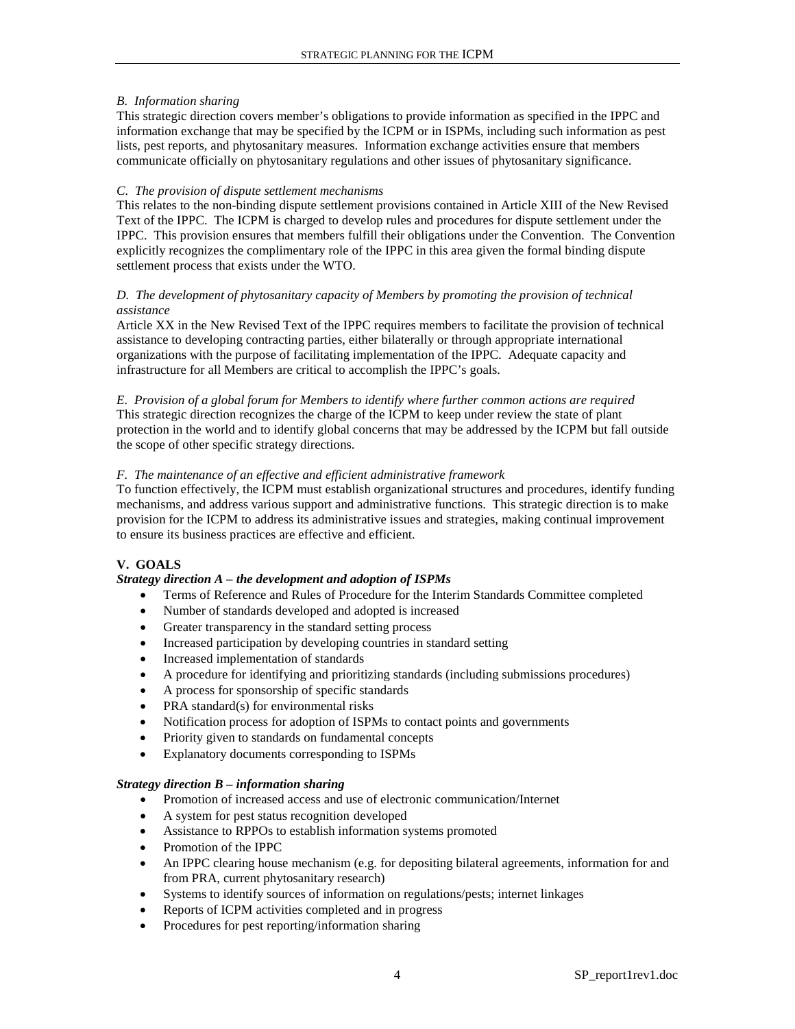*B. Information sharing*

This strategic direction covers member's obligations to provide information as specified in the IPPC and information exchange that may be specified by the ICPM or in ISPMs, including such information as pest lists, pest reports, and phytosanitary measures. Information exchange activities ensure that members communicate officially on phytosanitary regulations and other issues of phytosanitary significance.

*C. The provision of dispute settlement mechanisms*

This relates to the non-binding dispute settlement provisions contained in Article XIII of the New Revised Text of the IPPC. The ICPM is charged to develop rules and procedures for dispute settlement under the IPPC. This provision ensures that members fulfill their obligations under the Convention. The Convention explicitly recognizes the complimentary role of the IPPC in this area given the formal binding dispute settlement process that exists under the WTO.

*D. The development of phytosanitary capacity of Members by promoting the provision of technical assistance*

Article XX in the New Revised Text of the IPPC requires members to facilitate the provision of technical assistance to developing contracting parties, either bilaterally or through appropriate international organizations with the purpose of facilitating implementation of the IPPC. Adequate capacity and infrastructure for all Members are critical to accomplish the IPPC's goals.

*E. Provision of a global forum for Members to identify where further common actions are required*

This strategic direction recognizes the charge of the ICPM to keep under review the state of plant protection in the world and to identify global concerns that may be addressed by the ICPM but fall outside the scope of other specific strategy directions.

*F. The maintenance of an effective and efficient administrative framework*

To function effectively, the ICPM must establish organizational structures and procedures, identify funding mechanisms, and address various support and administrative functions. This strategic direction is to make provision for the ICPM to address its administrative issues and strategies, making continual improvement to ensure its business practices are effective and efficient.

## V. GOALS

***Strategy direction A – the development and adoption of ISPMs***

- Terms of Reference and Rules of Procedure for the Interim Standards Committee completed
- Number of standards developed and adopted is increased
- Greater transparency in the standard setting process
- Increased participation by developing countries in standard setting
- Increased implementation of standards
- A procedure for identifying and prioritizing standards (including submissions procedures)
- A process for sponsorship of specific standards
- PRA standard(s) for environmental risks
- Notification process for adoption of ISPMs to contact points and governments
- Priority given to standards on fundamental concepts
- Explanatory documents corresponding to ISPMs

***Strategy direction B – information sharing***

- Promotion of increased access and use of electronic communication/Internet
- A system for pest status recognition developed
- Assistance to RPPOs to establish information systems promoted
- Promotion of the IPPC
- An IPPC clearing house mechanism (e.g. for depositing bilateral agreements, information for and from PRA, current phytosanitary research)
- Systems to identify sources of information on regulations/pests; internet linkages
- Reports of ICPM activities completed and in progress
- Procedures for pest reporting/information sharing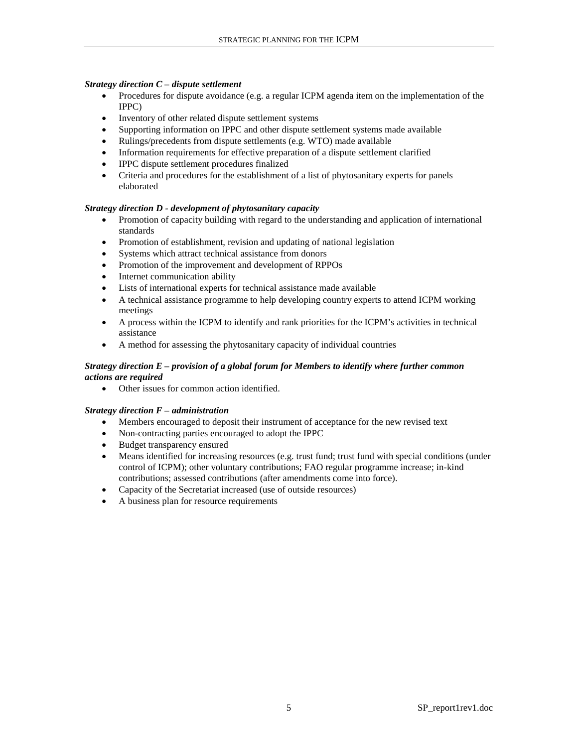***Strategy direction C – dispute settlement***

- Procedures for dispute avoidance (e.g. a regular ICPM agenda item on the implementation of the IPPC)
- Inventory of other related dispute settlement systems
- Supporting information on IPPC and other dispute settlement systems made available
- Rulings/precedents from dispute settlements (e.g. WTO) made available
- Information requirements for effective preparation of a dispute settlement clarified
- IPPC dispute settlement procedures finalized
- Criteria and procedures for the establishment of a list of phytosanitary experts for panels elaborated

***Strategy direction D - development of phytosanitary capacity***

- Promotion of capacity building with regard to the understanding and application of international standards
- Promotion of establishment, revision and updating of national legislation
- Systems which attract technical assistance from donors
- Promotion of the improvement and development of RPPOs
- Internet communication ability
- Lists of international experts for technical assistance made available
- A technical assistance programme to help developing country experts to attend ICPM working meetings
- A process within the ICPM to identify and rank priorities for the ICPM's activities in technical assistance
- A method for assessing the phytosanitary capacity of individual countries

***Strategy direction E – provision of a global forum for Members to identify where further common actions are required***

- Other issues for common action identified.

***Strategy direction F – administration***

- Members encouraged to deposit their instrument of acceptance for the new revised text
- Non-contracting parties encouraged to adopt the IPPC
- Budget transparency ensured
- Means identified for increasing resources (e.g. trust fund; trust fund with special conditions (under control of ICPM); other voluntary contributions; FAO regular programme increase; in-kind contributions; assessed contributions (after amendments come into force).
- Capacity of the Secretariat increased (use of outside resources)
- A business plan for resource requirements